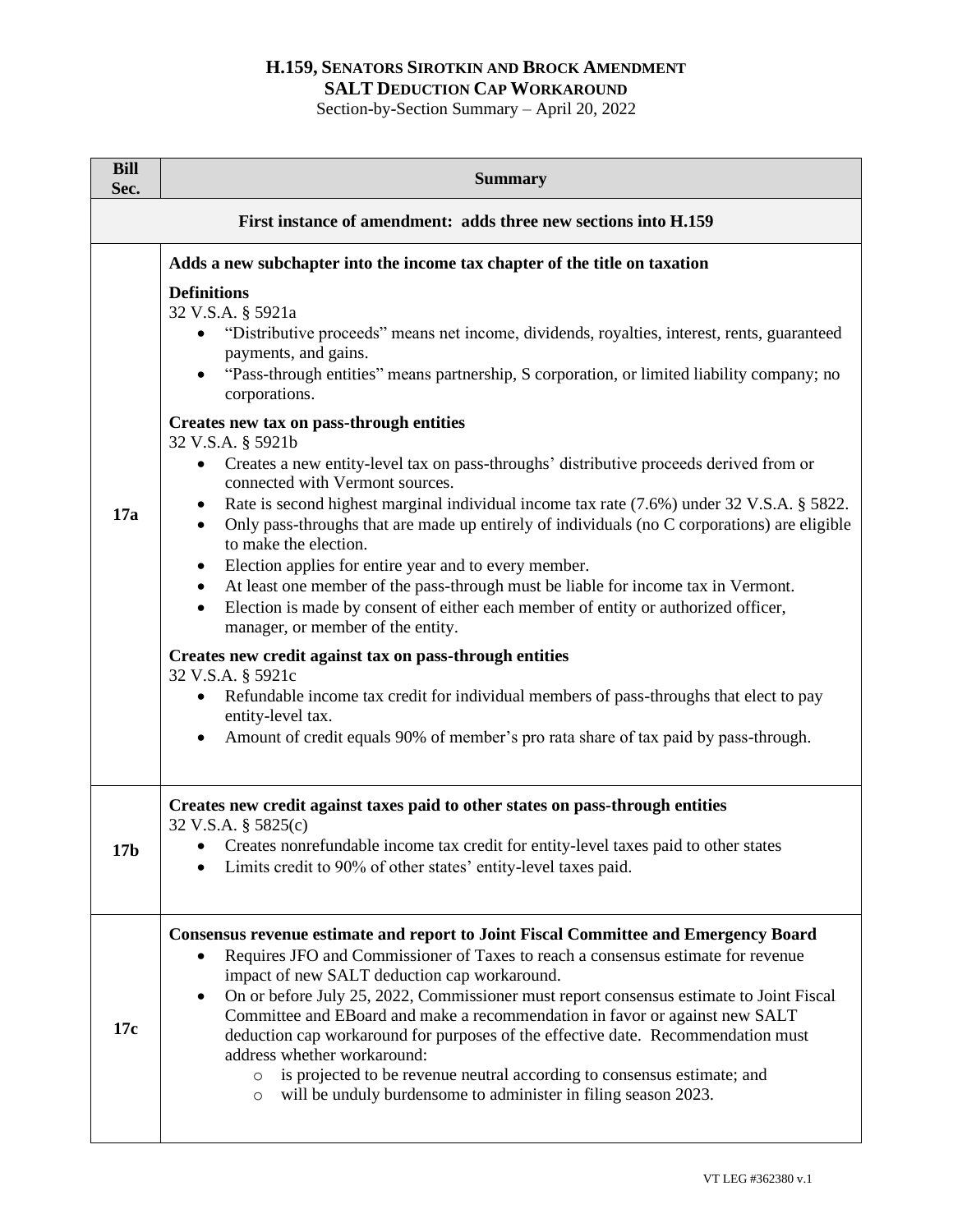# H.159, SENATORS SIROTKIN AND BROCK AMENDMENT
## SALT DEDUCTION CAP WORKAROUND

Section-by-Section Summary – April 20, 2022

| Bill Sec. | Summary |
|---|---|
| **First instance of amendment: adds three new sections into H.159** | |
| **17a** | **Adds a new subchapter into the income tax chapter of the title on taxation**<br><br>**Definitions**<br>32 V.S.A. § 5921a<br>• "Distributive proceeds" means net income, dividends, royalties, interest, rents, guaranteed payments, and gains.<br>• "Pass-through entities" means partnership, S corporation, or limited liability company; no corporations.<br><br>**Creates new tax on pass-through entities**<br>32 V.S.A. § 5921b<br>• Creates a new entity-level tax on pass-throughs' distributive proceeds derived from or connected with Vermont sources.<br>• Rate is second highest marginal individual income tax rate (7.6%) under 32 V.S.A. § 5822.<br>• Only pass-throughs that are made up entirely of individuals (no C corporations) are eligible to make the election.<br>• Election applies for entire year and to every member.<br>• At least one member of the pass-through must be liable for income tax in Vermont.<br>• Election is made by consent of either each member of entity or authorized officer, manager, or member of the entity.<br><br>**Creates new credit against tax on pass-through entities**<br>32 V.S.A. § 5921c<br>• Refundable income tax credit for individual members of pass-throughs that elect to pay entity-level tax.<br>• Amount of credit equals 90% of member's pro rata share of tax paid by pass-through. |
| **17b** | **Creates new credit against taxes paid to other states on pass-through entities**<br>32 V.S.A. § 5825(c)<br>• Creates nonrefundable income tax credit for entity-level taxes paid to other states<br>• Limits credit to 90% of other states' entity-level taxes paid. |
| **17c** | **Consensus revenue estimate and report to Joint Fiscal Committee and Emergency Board**<br>• Requires JFO and Commissioner of Taxes to reach a consensus estimate for revenue impact of new SALT deduction cap workaround.<br>• On or before July 25, 2022, Commissioner must report consensus estimate to Joint Fiscal Committee and EBoard and make a recommendation in favor or against new SALT deduction cap workaround for purposes of the effective date. Recommendation must address whether workaround:<br>&nbsp;&nbsp;&nbsp;&nbsp;○ is projected to be revenue neutral according to consensus estimate; and<br>&nbsp;&nbsp;&nbsp;&nbsp;○ will be unduly burdensome to administer in filing season 2023. |

VT LEG #362380 v.1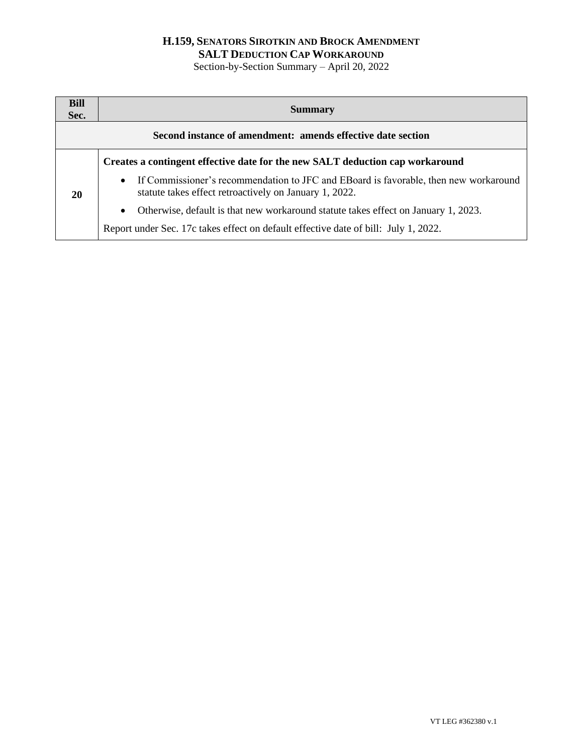**H.159, SENATORS SIROTKIN AND BROCK AMENDMENT**
**SALT DEDUCTION CAP WORKAROUND**
Section-by-Section Summary – April 20, 2022

| Bill Sec. | Summary |
|---|---|
| | **Second instance of amendment: amends effective date section** |
| **20** | **Creates a contingent effective date for the new SALT deduction cap workaround**<br>• If Commissioner's recommendation to JFC and EBoard is favorable, then new workaround statute takes effect retroactively on January 1, 2022.<br>• Otherwise, default is that new workaround statute takes effect on January 1, 2023.<br>Report under Sec. 17c takes effect on default effective date of bill: July 1, 2022. |

VT LEG #362380 v.1